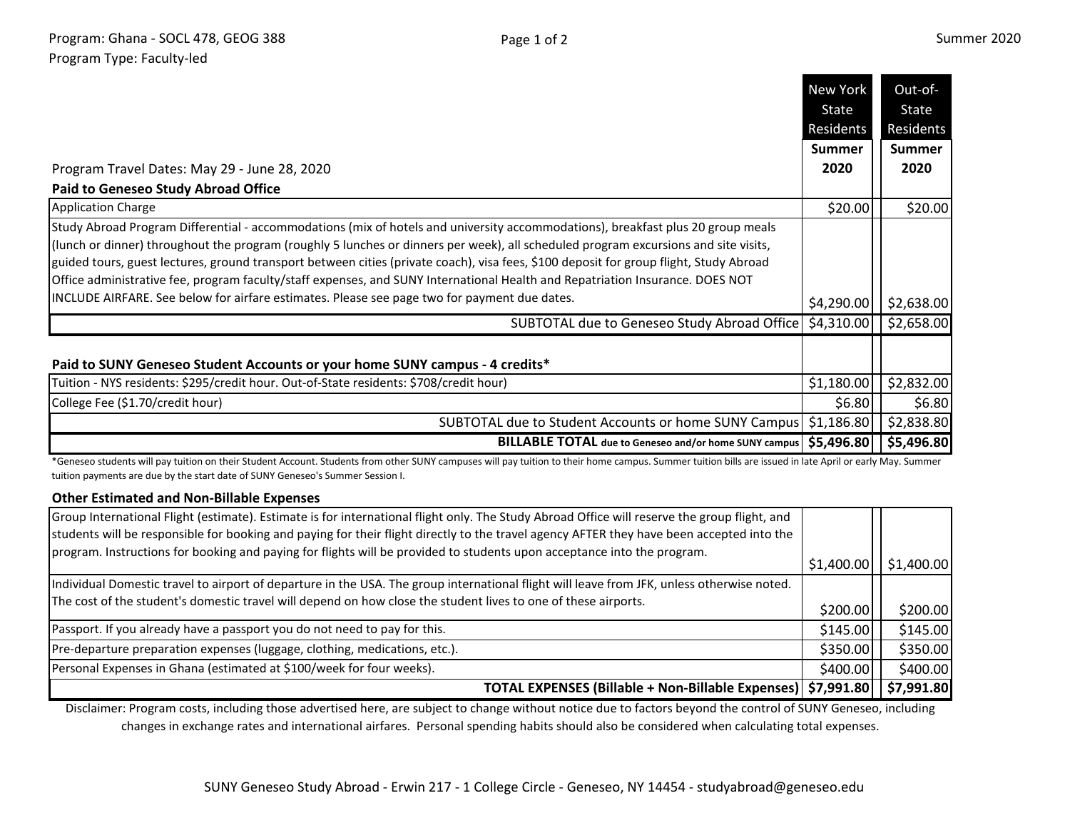Program: Ghana - SOCL 478, GEOG 388

Program Type: Faculty-led

Summer 2020

| Program Travel Dates: May 29 - June 28, 2020 | New York State Residents Summer 2020 | Out-of-State Residents Summer 2020 |
|---|---|---|
| **Paid to Geneseo Study Abroad Office** | | |
| Application Charge | $20.00 | $20.00 |
| Study Abroad Program Differential - accommodations (mix of hotels and university accommodations), breakfast plus 20 group meals (lunch or dinner) throughout the program (roughly 5 lunches or dinners per week), all scheduled program excursions and site visits, guided tours, guest lectures, ground transport between cities (private coach), visa fees, $100 deposit for group flight, Study Abroad Office administrative fee, program faculty/staff expenses, and SUNY International Health and Repatriation Insurance. DOES NOT INCLUDE AIRFARE. See below for airfare estimates. Please see page two for payment due dates. | $4,290.00 | $2,638.00 |
| SUBTOTAL due to Geneseo Study Abroad Office | $4,310.00 | $2,658.00 |
| **Paid to SUNY Geneseo Student Accounts or your home SUNY campus - 4 credits*** | | |
| Tuition - NYS residents: $295/credit hour. Out-of-State residents: $708/credit hour) | $1,180.00 | $2,832.00 |
| College Fee ($1.70/credit hour) | $6.80 | $6.80 |
| SUBTOTAL due to Student Accounts or home SUNY Campus | $1,186.80 | $2,838.80 |
| **BILLABLE TOTAL due to Geneseo and/or home SUNY campus** | **$5,496.80** | **$5,496.80** |

*Geneseo students will pay tuition on their Student Account. Students from other SUNY campuses will pay tuition to their home campus. Summer tuition bills are issued in late April or early May. Summer tuition payments are due by the start date of SUNY Geneseo's Summer Session I.

**Other Estimated and Non-Billable Expenses**

| Expense | New York State Residents Summer 2020 | Out-of-State Residents Summer 2020 |
|---|---|---|
| Group International Flight (estimate). Estimate is for international flight only. The Study Abroad Office will reserve the group flight, and students will be responsible for booking and paying for their flight directly to the travel agency AFTER they have been accepted into the program. Instructions for booking and paying for flights will be provided to students upon acceptance into the program. | $1,400.00 | $1,400.00 |
| Individual Domestic travel to airport of departure in the USA. The group international flight will leave from JFK, unless otherwise noted. The cost of the student's domestic travel will depend on how close the student lives to one of these airports. | $200.00 | $200.00 |
| Passport. If you already have a passport you do not need to pay for this. | $145.00 | $145.00 |
| Pre-departure preparation expenses (luggage, clothing, medications, etc.). | $350.00 | $350.00 |
| Personal Expenses in Ghana (estimated at $100/week for four weeks). | $400.00 | $400.00 |
| **TOTAL EXPENSES (Billable + Non-Billable Expenses)** | **$7,991.80** | **$7,991.80** |

Disclaimer: Program costs, including those advertised here, are subject to change without notice due to factors beyond the control of SUNY Geneseo, including changes in exchange rates and international airfares. Personal spending habits should also be considered when calculating total expenses.

SUNY Geneseo Study Abroad - Erwin 217 - 1 College Circle - Geneseo, NY 14454 - studyabroad@geneseo.edu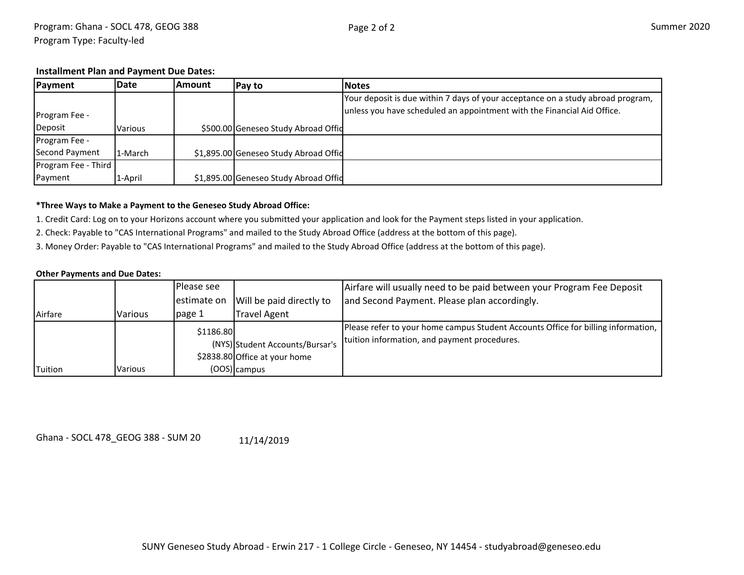**Installment Plan and Payment Due Dates:**

| Payment | Date | Amount | Pay to | Notes |
|---|---|---|---|---|
| Program Fee - Deposit | Various | $500.00 | Geneseo Study Abroad Offic | Your deposit is due within 7 days of your acceptance on a study abroad program, unless you have scheduled an appointment with the Financial Aid Office. |
| Program Fee - Second Payment | 1-March | $1,895.00 | Geneseo Study Abroad Offic | |
| Program Fee - Third Payment | 1-April | $1,895.00 | Geneseo Study Abroad Offic | |

**\*Three Ways to Make a Payment to the Geneseo Study Abroad Office:**

1. Credit Card: Log on to your Horizons account where you submitted your application and look for the Payment steps listed in your application.
2. Check: Payable to "CAS International Programs" and mailed to the Study Abroad Office (address at the bottom of this page).
3. Money Order: Payable to "CAS International Programs" and mailed to the Study Abroad Office (address at the bottom of this page).

**Other Payments and Due Dates:**

| | | | | |
|---|---|---|---|---|
| Airfare | Various | Please see estimate on page 1 | Will be paid directly to Travel Agent | Airfare will usually need to be paid between your Program Fee Deposit and Second Payment. Please plan accordingly. |
| Tuition | Various | $1186.80 (NYS) $2838.80 (OOS) | Student Accounts/Bursar's Office at your home campus | Please refer to your home campus Student Accounts Office for billing information, tuition information, and payment procedures. |

Ghana - SOCL 478_GEOG 388 - SUM 20 11/14/2019

SUNY Geneseo Study Abroad - Erwin 217 - 1 College Circle - Geneseo, NY 14454 - studyabroad@geneseo.edu